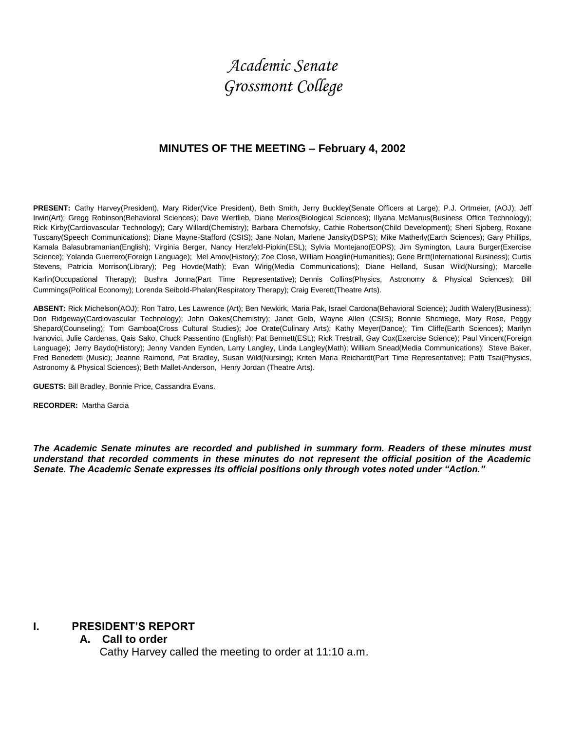# *Academic Senate*
# *Grossmont College*

## MINUTES OF THE MEETING – February 4, 2002

**PRESENT:** Cathy Harvey(President), Mary Rider(Vice President), Beth Smith, Jerry Buckley(Senate Officers at Large); P.J. Ortmeier, (AOJ); Jeff Irwin(Art); Gregg Robinson(Behavioral Sciences); Dave Wertlieb, Diane Merlos(Biological Sciences); Illyana McManus(Business Office Technology); Rick Kirby(Cardiovascular Technology); Cary Willard(Chemistry); Barbara Chernofsky, Cathie Robertson(Child Development); Sheri Sjoberg, Roxane Tuscany(Speech Communications); Diane Mayne-Stafford (CSIS); Jane Nolan, Marlene Jansky(DSPS); Mike Matherly(Earth Sciences); Gary Phillips, Kamala Balasubramanian(English); Virginia Berger, Nancy Herzfeld-Pipkin(ESL); Sylvia Montejano(EOPS); Jim Symington, Laura Burger(Exercise Science); Yolanda Guerrero(Foreign Language); Mel Amov(History); Zoe Close, William Hoaglin(Humanities); Gene Britt(International Business); Curtis Stevens, Patricia Morrison(Library); Peg Hovde(Math); Evan Wirig(Media Communications); Diane Helland, Susan Wild(Nursing); Marcelle Karlin(Occupational Therapy); Bushra Jonna(Part Time Representative); Dennis Collins(Physics, Astronomy & Physical Sciences); Bill Cummings(Political Economy); Lorenda Seibold-Phalan(Respiratory Therapy); Craig Everett(Theatre Arts).

**ABSENT:** Rick Michelson(AOJ); Ron Tatro, Les Lawrence (Art); Ben Newkirk, Maria Pak, Israel Cardona(Behavioral Science); Judith Walery(Business); Don Ridgeway(Cardiovascular Technology); John Oakes(Chemistry); Janet Gelb, Wayne Allen (CSIS); Bonnie Shcmiege, Mary Rose, Peggy Shepard(Counseling); Tom Gamboa(Cross Cultural Studies); Joe Orate(Culinary Arts); Kathy Meyer(Dance); Tim Cliffe(Earth Sciences); Marilyn Ivanovici, Julie Cardenas, Qais Sako, Chuck Passentino (English); Pat Bennett(ESL); Rick Trestrail, Gay Cox(Exercise Science); Paul Vincent(Foreign Language); Jerry Baydo(History); Jenny Vanden Eynden, Larry Langley, Linda Langley(Math); William Snead(Media Communications); Steve Baker, Fred Benedetti (Music); Jeanne Raimond, Pat Bradley, Susan Wild(Nursing); Kriten Maria Reichardt(Part Time Representative); Patti Tsai(Physics, Astronomy & Physical Sciences); Beth Mallet-Anderson, Henry Jordan (Theatre Arts).

**GUESTS:** Bill Bradley, Bonnie Price, Cassandra Evans.

**RECORDER:** Martha Garcia

***The Academic Senate minutes are recorded and published in summary form. Readers of these minutes must understand that recorded comments in these minutes do not represent the official position of the Academic Senate. The Academic Senate expresses its official positions only through votes noted under "Action."***

## I. PRESIDENT'S REPORT

### A. Call to order

Cathy Harvey called the meeting to order at 11:10 a.m.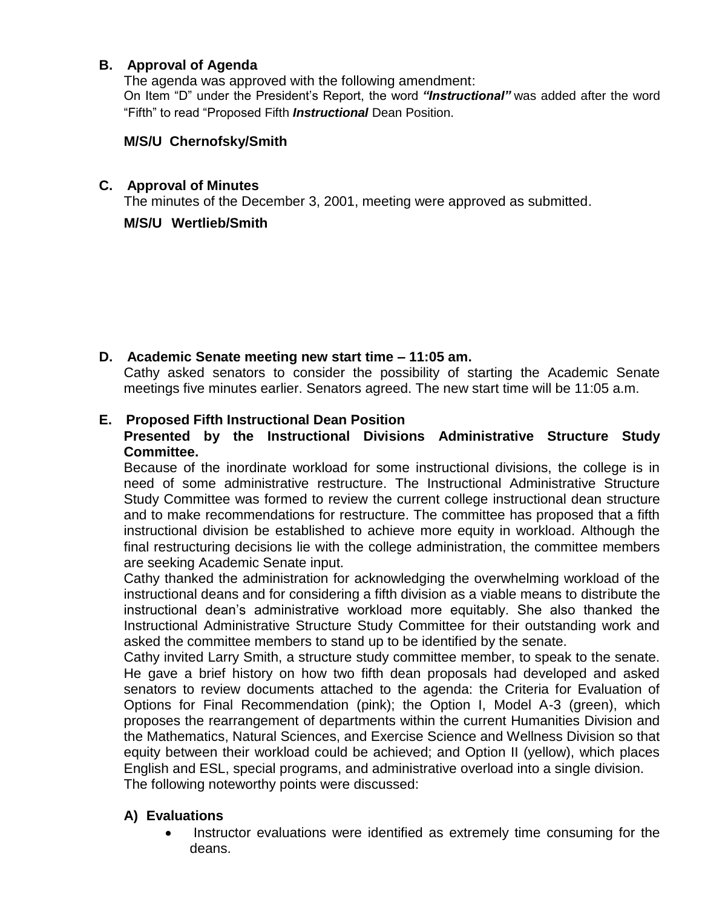## B. Approval of Agenda

The agenda was approved with the following amendment:
On Item "D" under the President's Report, the word ***"Instructional"*** was added after the word "Fifth" to read "Proposed Fifth ***Instructional*** Dean Position.

**M/S/U Chernofsky/Smith**

## C. Approval of Minutes

The minutes of the December 3, 2001, meeting were approved as submitted.

**M/S/U Wertlieb/Smith**

## D. Academic Senate meeting new start time – 11:05 am.

Cathy asked senators to consider the possibility of starting the Academic Senate meetings five minutes earlier. Senators agreed. The new start time will be 11:05 a.m.

## E. Proposed Fifth Instructional Dean Position

**Presented by the Instructional Divisions Administrative Structure Study Committee.**

Because of the inordinate workload for some instructional divisions, the college is in need of some administrative restructure. The Instructional Administrative Structure Study Committee was formed to review the current college instructional dean structure and to make recommendations for restructure. The committee has proposed that a fifth instructional division be established to achieve more equity in workload. Although the final restructuring decisions lie with the college administration, the committee members are seeking Academic Senate input.

Cathy thanked the administration for acknowledging the overwhelming workload of the instructional deans and for considering a fifth division as a viable means to distribute the instructional dean's administrative workload more equitably. She also thanked the Instructional Administrative Structure Study Committee for their outstanding work and asked the committee members to stand up to be identified by the senate.

Cathy invited Larry Smith, a structure study committee member, to speak to the senate. He gave a brief history on how two fifth dean proposals had developed and asked senators to review documents attached to the agenda: the Criteria for Evaluation of Options for Final Recommendation (pink); the Option I, Model A-3 (green), which proposes the rearrangement of departments within the current Humanities Division and the Mathematics, Natural Sciences, and Exercise Science and Wellness Division so that equity between their workload could be achieved; and Option II (yellow), which places English and ESL, special programs, and administrative overload into a single division.

The following noteworthy points were discussed:

### A) Evaluations

- Instructor evaluations were identified as extremely time consuming for the deans.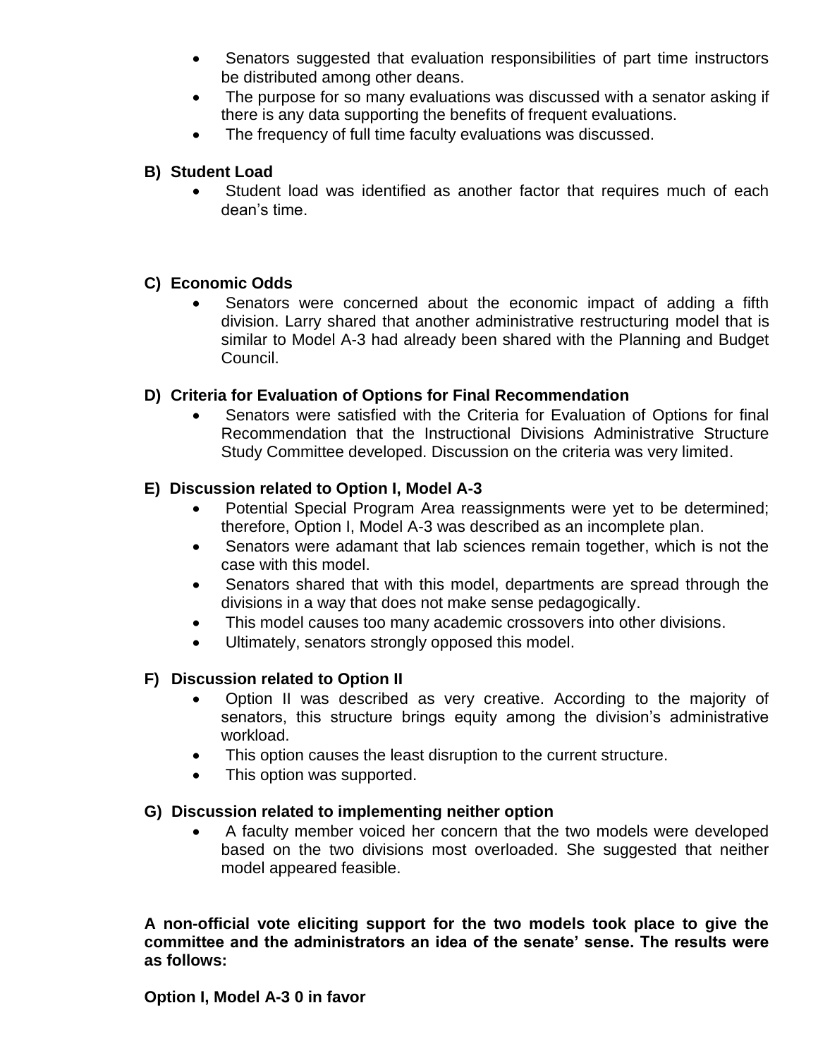- Senators suggested that evaluation responsibilities of part time instructors be distributed among other deans.
- The purpose for so many evaluations was discussed with a senator asking if there is any data supporting the benefits of frequent evaluations.
- The frequency of full time faculty evaluations was discussed.

**B) Student Load**

- Student load was identified as another factor that requires much of each dean's time.

**C) Economic Odds**

- Senators were concerned about the economic impact of adding a fifth division. Larry shared that another administrative restructuring model that is similar to Model A-3 had already been shared with the Planning and Budget Council.

**D) Criteria for Evaluation of Options for Final Recommendation**

- Senators were satisfied with the Criteria for Evaluation of Options for final Recommendation that the Instructional Divisions Administrative Structure Study Committee developed. Discussion on the criteria was very limited.

**E) Discussion related to Option I, Model A-3**

- Potential Special Program Area reassignments were yet to be determined; therefore, Option I, Model A-3 was described as an incomplete plan.
- Senators were adamant that lab sciences remain together, which is not the case with this model.
- Senators shared that with this model, departments are spread through the divisions in a way that does not make sense pedagogically.
- This model causes too many academic crossovers into other divisions.
- Ultimately, senators strongly opposed this model.

**F) Discussion related to Option II**

- Option II was described as very creative. According to the majority of senators, this structure brings equity among the division's administrative workload.
- This option causes the least disruption to the current structure.
- This option was supported.

**G) Discussion related to implementing neither option**

- A faculty member voiced her concern that the two models were developed based on the two divisions most overloaded. She suggested that neither model appeared feasible.

**A non-official vote eliciting support for the two models took place to give the committee and the administrators an idea of the senate' sense. The results were as follows:**

**Option I, Model A-3 0 in favor**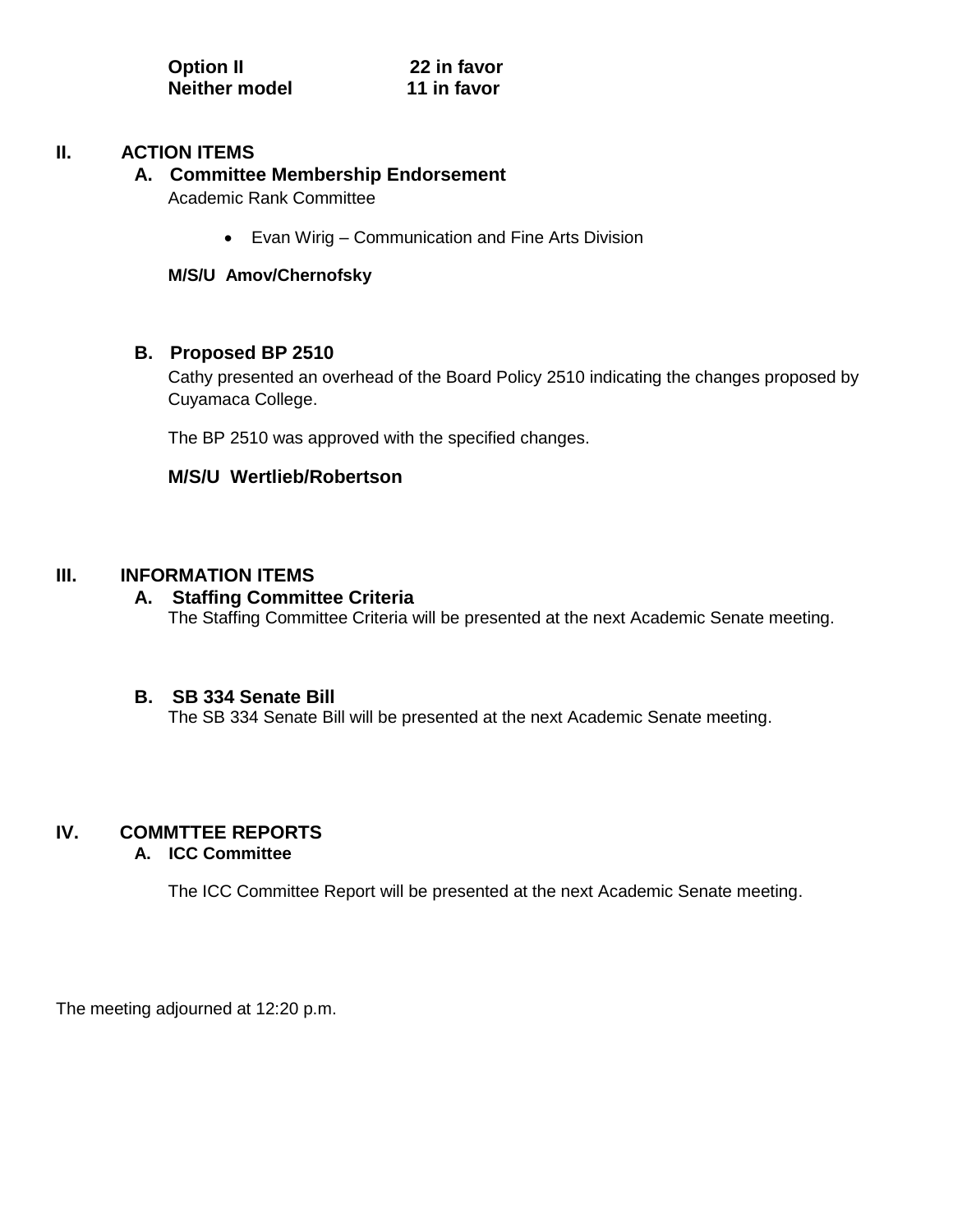**Option II** **22 in favor**
**Neither model** **11 in favor**

## II. ACTION ITEMS

### A. Committee Membership Endorsement

Academic Rank Committee

- Evan Wirig – Communication and Fine Arts Division

**M/S/U Amov/Chernofsky**

### B. Proposed BP 2510

Cathy presented an overhead of the Board Policy 2510 indicating the changes proposed by Cuyamaca College.

The BP 2510 was approved with the specified changes.

**M/S/U Wertlieb/Robertson**

## III. INFORMATION ITEMS

### A. Staffing Committee Criteria

The Staffing Committee Criteria will be presented at the next Academic Senate meeting.

### B. SB 334 Senate Bill

The SB 334 Senate Bill will be presented at the next Academic Senate meeting.

## IV. COMMTTEE REPORTS

### A. ICC Committee

The ICC Committee Report will be presented at the next Academic Senate meeting.

The meeting adjourned at 12:20 p.m.